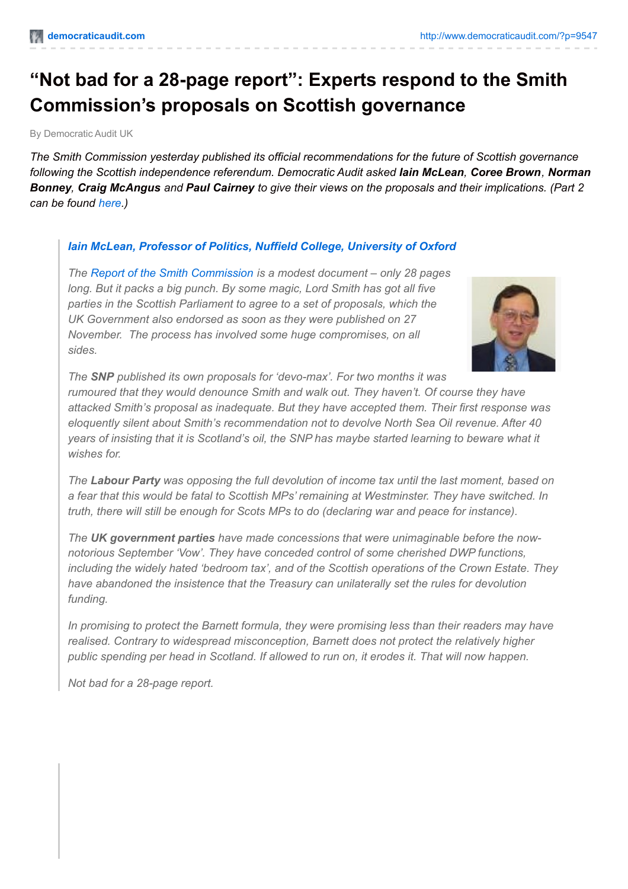# "Not bad for a 28-page report": Experts respond to the Smith Commission's proposals on Scottish governance

By Democratic Audit UK

*The Smith Commission yesterday published its official recommendations for the future of Scottish governance following the Scottish independence referendum. Democratic Audit asked **Iain McLean**, **Coree Brown**, **Norman Bonney**, **Craig McAngus** and **Paul Cairney** to give their views on the proposals and their implications. (Part 2 can be found here.)*

> ***Iain McLean, Professor of Politics, Nuffield College, University of Oxford***
>
> *The Report of the Smith Commission is a modest document – only 28 pages long. But it packs a big punch. By some magic, Lord Smith has got all five parties in the Scottish Parliament to agree to a set of proposals, which the UK Government also endorsed as soon as they were published on 27 November. The process has involved some huge compromises, on all sides.*
>
> *The **SNP** published its own proposals for 'devo-max'. For two months it was rumoured that they would denounce Smith and walk out. They haven't. Of course they have attacked Smith's proposal as inadequate. But they have accepted them. Their first response was eloquently silent about Smith's recommendation not to devolve North Sea Oil revenue. After 40 years of insisting that it is Scotland's oil, the SNP has maybe started learning to beware what it wishes for.*
>
> *The **Labour Party** was opposing the full devolution of income tax until the last moment, based on a fear that this would be fatal to Scottish MPs' remaining at Westminster. They have switched. In truth, there will still be enough for Scots MPs to do (declaring war and peace for instance).*
>
> *The **UK government parties** have made concessions that were unimaginable before the now-notorious September 'Vow'. They have conceded control of some cherished DWP functions, including the widely hated 'bedroom tax', and of the Scottish operations of the Crown Estate. They have abandoned the insistence that the Treasury can unilaterally set the rules for devolution funding.*
>
> *In promising to protect the Barnett formula, they were promising less than their readers may have realised. Contrary to widespread misconception, Barnett does not protect the relatively higher public spending per head in Scotland. If allowed to run on, it erodes it. That will now happen.*
>
> *Not bad for a 28-page report.*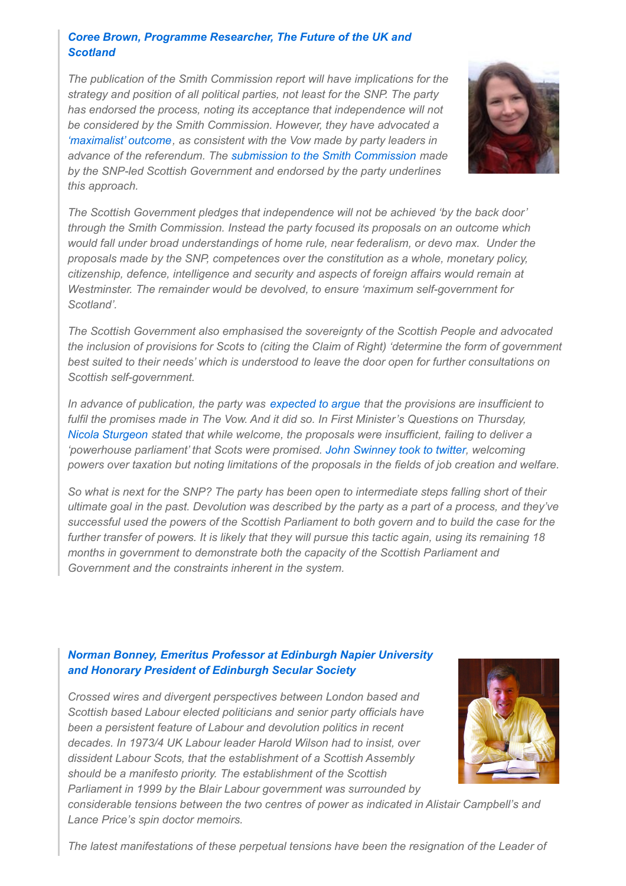### *[Coree Brown, Programme Researcher, The Future of the UK and Scotland]*

*The publication of the Smith Commission report will have implications for the strategy and position of all political parties, not least for the SNP. The party has endorsed the process, noting its acceptance that independence will not be considered by the Smith Commission. However, they have advocated a 'maximalist' outcome, as consistent with the Vow made by party leaders in advance of the referendum. The submission to the Smith Commission made by the SNP-led Scottish Government and endorsed by the party underlines this approach.*

*The Scottish Government pledges that independence will not be achieved 'by the back door' through the Smith Commission. Instead the party focused its proposals on an outcome which would fall under broad understandings of home rule, near federalism, or devo max. Under the proposals made by the SNP, competences over the constitution as a whole, monetary policy, citizenship, defence, intelligence and security and aspects of foreign affairs would remain at Westminster. The remainder would be devolved, to ensure 'maximum self-government for Scotland'.*

*The Scottish Government also emphasised the sovereignty of the Scottish People and advocated the inclusion of provisions for Scots to (citing the Claim of Right) 'determine the form of government best suited to their needs' which is understood to leave the door open for further consultations on Scottish self-government.*

*In advance of publication, the party was expected to argue that the provisions are insufficient to fulfil the promises made in The Vow. And it did so. In First Minister's Questions on Thursday, Nicola Sturgeon stated that while welcome, the proposals were insufficient, failing to deliver a 'powerhouse parliament' that Scots were promised. John Swinney took to twitter, welcoming powers over taxation but noting limitations of the proposals in the fields of job creation and welfare.*

*So what is next for the SNP? The party has been open to intermediate steps falling short of their ultimate goal in the past. Devolution was described by the party as a part of a process, and they've successful used the powers of the Scottish Parliament to both govern and to build the case for the further transfer of powers. It is likely that they will pursue this tactic again, using its remaining 18 months in government to demonstrate both the capacity of the Scottish Parliament and Government and the constraints inherent in the system.*

### *Norman Bonney, Emeritus Professor at Edinburgh Napier University and Honorary President of Edinburgh Secular Society*

*Crossed wires and divergent perspectives between London based and Scottish based Labour elected politicians and senior party officials have been a persistent feature of Labour and devolution politics in recent decades. In 1973/4 UK Labour leader Harold Wilson had to insist, over dissident Labour Scots, that the establishment of a Scottish Assembly should be a manifesto priority. The establishment of the Scottish Parliament in 1999 by the Blair Labour government was surrounded by considerable tensions between the two centres of power as indicated in Alistair Campbell's and Lance Price's spin doctor memoirs.*

*The latest manifestations of these perpetual tensions have been the resignation of the Leader of*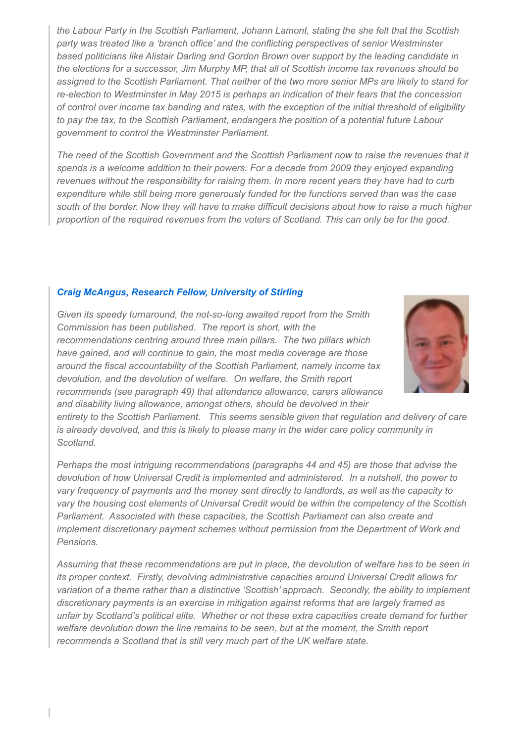*the Labour Party in the Scottish Parliament, Johann Lamont, stating the she felt that the Scottish party was treated like a 'branch office' and the conflicting perspectives of senior Westminster based politicians like Alistair Darling and Gordon Brown over support by the leading candidate in the elections for a successor, Jim Murphy MP, that all of Scottish income tax revenues should be assigned to the Scottish Parliament. That neither of the two more senior MPs are likely to stand for re-election to Westminster in May 2015 is perhaps an indication of their fears that the concession of control over income tax banding and rates, with the exception of the initial threshold of eligibility to pay the tax, to the Scottish Parliament, endangers the position of a potential future Labour government to control the Westminster Parliament.*

*The need of the Scottish Government and the Scottish Parliament now to raise the revenues that it spends is a welcome addition to their powers. For a decade from 2009 they enjoyed expanding revenues without the responsibility for raising them. In more recent years they have had to curb expenditure while still being more generously funded for the functions served than was the case south of the border. Now they will have to make difficult decisions about how to raise a much higher proportion of the required revenues from the voters of Scotland. This can only be for the good.*

***Craig McAngus, Research Fellow, University of Stirling***

*Given its speedy turnaround, the not-so-long awaited report from the Smith Commission has been published. The report is short, with the recommendations centring around three main pillars. The two pillars which have gained, and will continue to gain, the most media coverage are those around the fiscal accountability of the Scottish Parliament, namely income tax devolution, and the devolution of welfare. On welfare, the Smith report recommends (see paragraph 49) that attendance allowance, carers allowance and disability living allowance, amongst others, should be devolved in their entirety to the Scottish Parliament. This seems sensible given that regulation and delivery of care is already devolved, and this is likely to please many in the wider care policy community in Scotland.*

*Perhaps the most intriguing recommendations (paragraphs 44 and 45) are those that advise the devolution of how Universal Credit is implemented and administered. In a nutshell, the power to vary frequency of payments and the money sent directly to landlords, as well as the capacity to vary the housing cost elements of Universal Credit would be within the competency of the Scottish Parliament. Associated with these capacities, the Scottish Parliament can also create and implement discretionary payment schemes without permission from the Department of Work and Pensions.*

*Assuming that these recommendations are put in place, the devolution of welfare has to be seen in its proper context. Firstly, devolving administrative capacities around Universal Credit allows for variation of a theme rather than a distinctive 'Scottish' approach. Secondly, the ability to implement discretionary payments is an exercise in mitigation against reforms that are largely framed as unfair by Scotland's political elite. Whether or not these extra capacities create demand for further welfare devolution down the line remains to be seen, but at the moment, the Smith report recommends a Scotland that is still very much part of the UK welfare state.*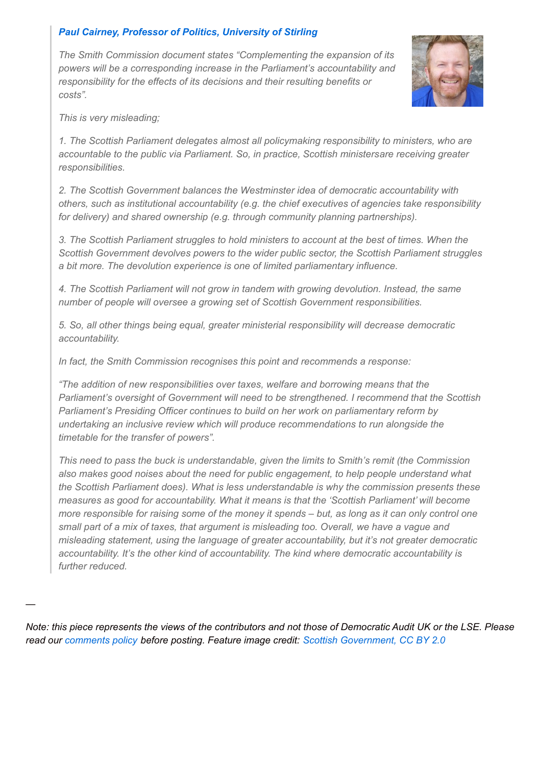***Paul Cairney, Professor of Politics, University of Stirling***

*The Smith Commission document states "Complementing the expansion of its powers will be a corresponding increase in the Parliament's accountability and responsibility for the effects of its decisions and their resulting benefits or costs".*

*This is very misleading;*

*1. The Scottish Parliament delegates almost all policymaking responsibility to ministers, who are accountable to the public via Parliament. So, in practice, Scottish ministersare receiving greater responsibilities.*

*2. The Scottish Government balances the Westminster idea of democratic accountability with others, such as institutional accountability (e.g. the chief executives of agencies take responsibility for delivery) and shared ownership (e.g. through community planning partnerships).*

*3. The Scottish Parliament struggles to hold ministers to account at the best of times. When the Scottish Government devolves powers to the wider public sector, the Scottish Parliament struggles a bit more. The devolution experience is one of limited parliamentary influence.*

*4. The Scottish Parliament will not grow in tandem with growing devolution. Instead, the same number of people will oversee a growing set of Scottish Government responsibilities.*

*5. So, all other things being equal, greater ministerial responsibility will decrease democratic accountability.*

*In fact, the Smith Commission recognises this point and recommends a response:*

*"The addition of new responsibilities over taxes, welfare and borrowing means that the Parliament's oversight of Government will need to be strengthened. I recommend that the Scottish Parliament's Presiding Officer continues to build on her work on parliamentary reform by undertaking an inclusive review which will produce recommendations to run alongside the timetable for the transfer of powers".*

*This need to pass the buck is understandable, given the limits to Smith's remit (the Commission also makes good noises about the need for public engagement, to help people understand what the Scottish Parliament does). What is less understandable is why the commission presents these measures as good for accountability. What it means is that the 'Scottish Parliament' will become more responsible for raising some of the money it spends – but, as long as it can only control one small part of a mix of taxes, that argument is misleading too. Overall, we have a vague and misleading statement, using the language of greater accountability, but it's not greater democratic accountability. It's the other kind of accountability. The kind where democratic accountability is further reduced.*

—

*Note: this piece represents the views of the contributors and not those of Democratic Audit UK or the LSE. Please read our comments policy before posting. Feature image credit: Scottish Government, CC BY 2.0*